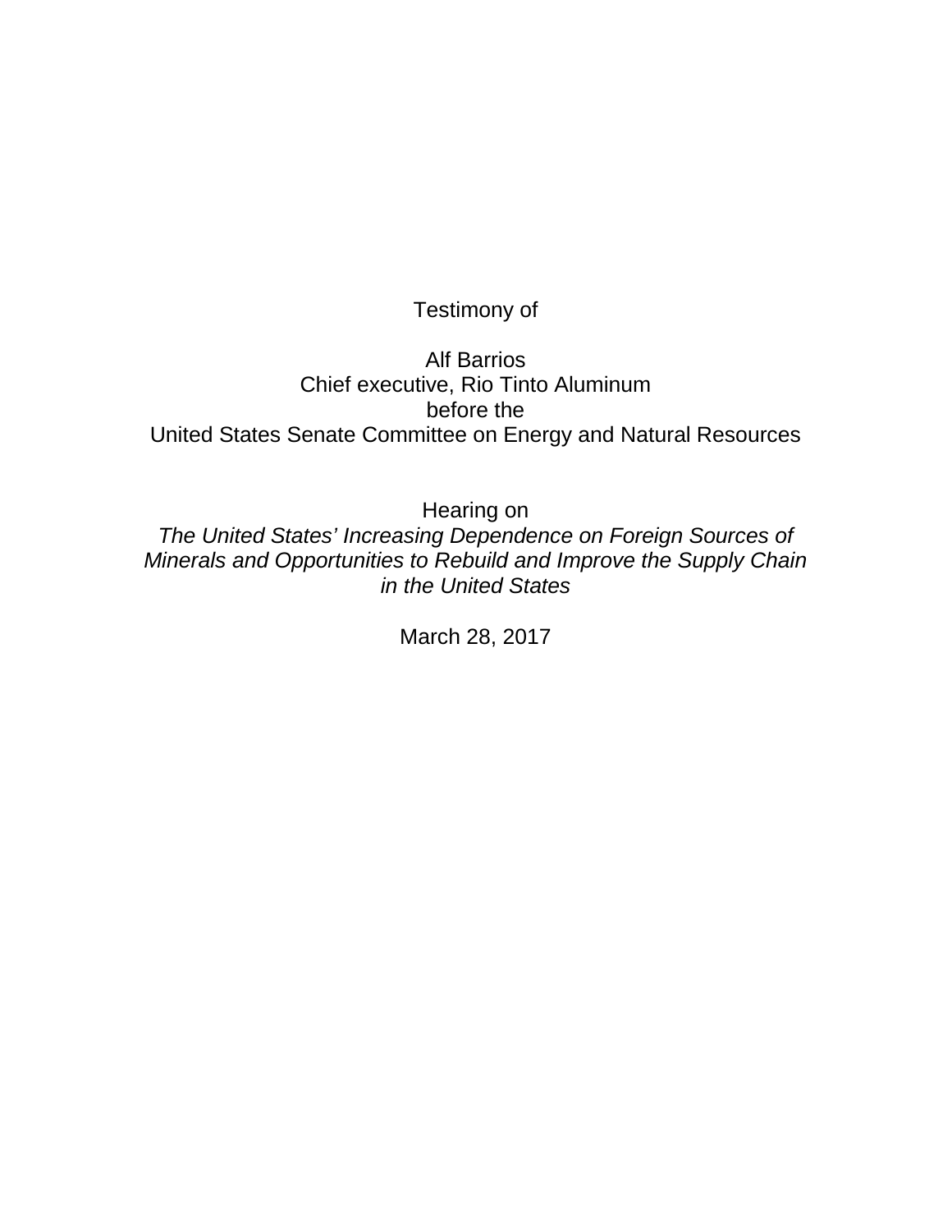Testimony of

Alf Barrios
Chief executive, Rio Tinto Aluminum
before the
United States Senate Committee on Energy and Natural Resources

Hearing on
*The United States' Increasing Dependence on Foreign Sources of Minerals and Opportunities to Rebuild and Improve the Supply Chain in the United States*

March 28, 2017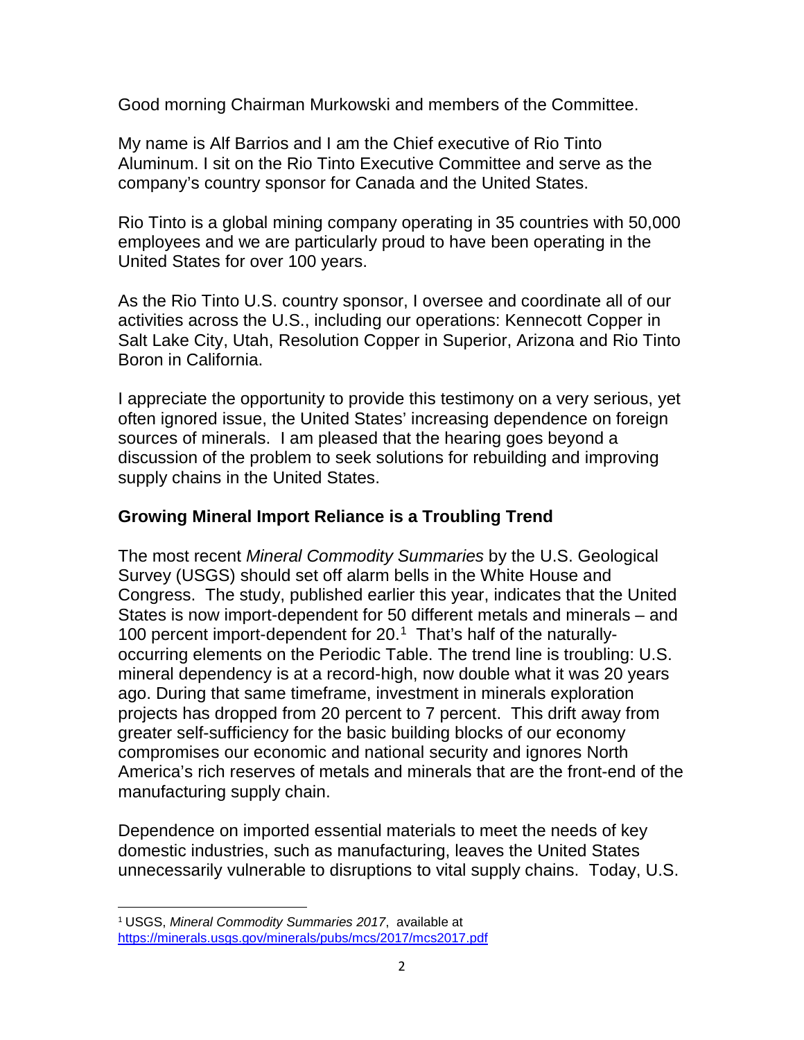Good morning Chairman Murkowski and members of the Committee.

My name is Alf Barrios and I am the Chief executive of Rio Tinto Aluminum. I sit on the Rio Tinto Executive Committee and serve as the company's country sponsor for Canada and the United States.

Rio Tinto is a global mining company operating in 35 countries with 50,000 employees and we are particularly proud to have been operating in the United States for over 100 years.

As the Rio Tinto U.S. country sponsor, I oversee and coordinate all of our activities across the U.S., including our operations: Kennecott Copper in Salt Lake City, Utah, Resolution Copper in Superior, Arizona and Rio Tinto Boron in California.

I appreciate the opportunity to provide this testimony on a very serious, yet often ignored issue, the United States' increasing dependence on foreign sources of minerals. I am pleased that the hearing goes beyond a discussion of the problem to seek solutions for rebuilding and improving supply chains in the United States.

## Growing Mineral Import Reliance is a Troubling Trend

The most recent *Mineral Commodity Summaries* by the U.S. Geological Survey (USGS) should set off alarm bells in the White House and Congress. The study, published earlier this year, indicates that the United States is now import-dependent for 50 different metals and minerals – and 100 percent import-dependent for 20.[1] That's half of the naturally-occurring elements on the Periodic Table. The trend line is troubling: U.S. mineral dependency is at a record-high, now double what it was 20 years ago. During that same timeframe, investment in minerals exploration projects has dropped from 20 percent to 7 percent. This drift away from greater self-sufficiency for the basic building blocks of our economy compromises our economic and national security and ignores North America's rich reserves of metals and minerals that are the front-end of the manufacturing supply chain.

Dependence on imported essential materials to meet the needs of key domestic industries, such as manufacturing, leaves the United States unnecessarily vulnerable to disruptions to vital supply chains. Today, U.S.

[1] USGS, *Mineral Commodity Summaries 2017*, available at https://minerals.usgs.gov/minerals/pubs/mcs/2017/mcs2017.pdf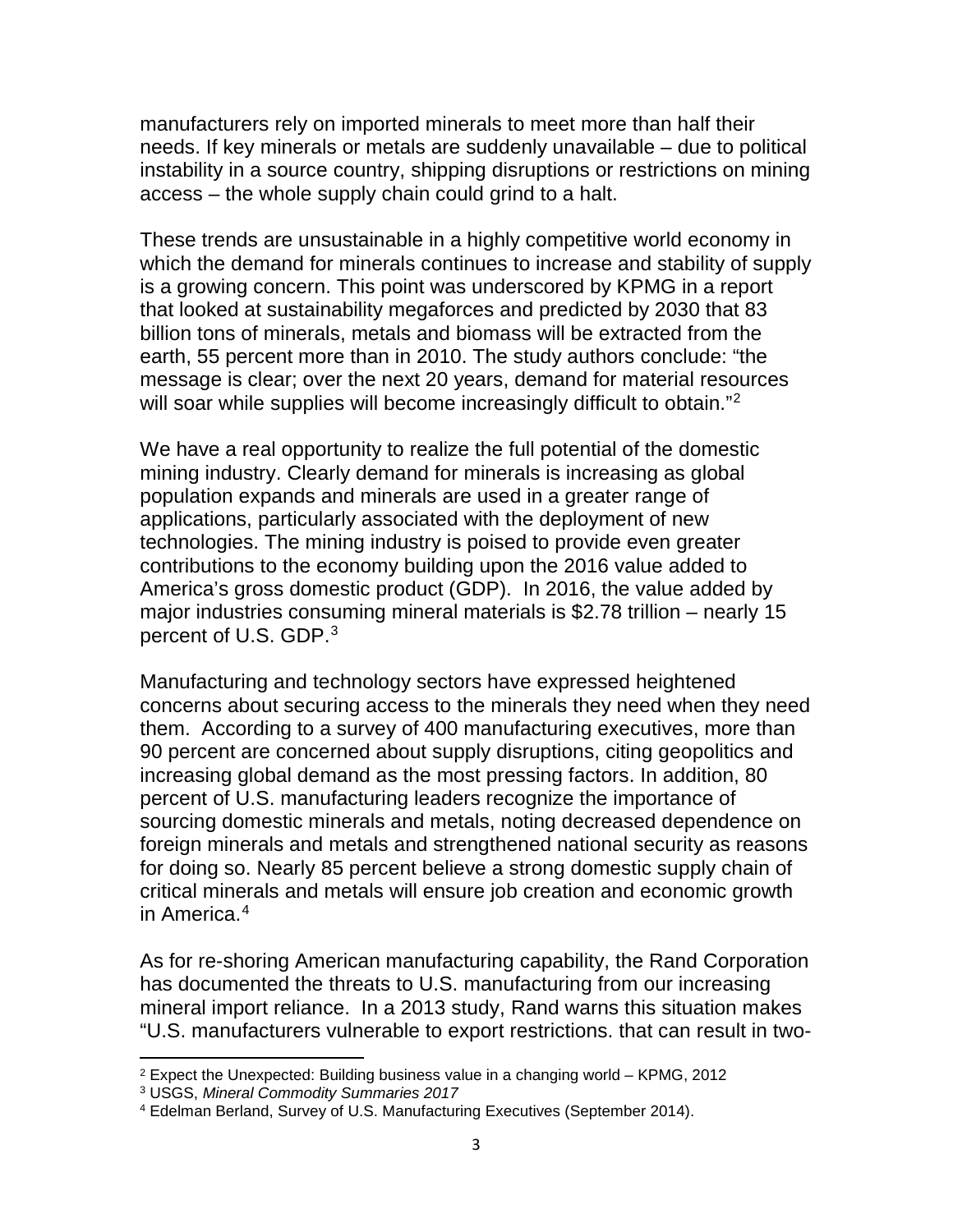manufacturers rely on imported minerals to meet more than half their needs. If key minerals or metals are suddenly unavailable – due to political instability in a source country, shipping disruptions or restrictions on mining access – the whole supply chain could grind to a halt.

These trends are unsustainable in a highly competitive world economy in which the demand for minerals continues to increase and stability of supply is a growing concern. This point was underscored by KPMG in a report that looked at sustainability megaforces and predicted by 2030 that 83 billion tons of minerals, metals and biomass will be extracted from the earth, 55 percent more than in 2010. The study authors conclude: "the message is clear; over the next 20 years, demand for material resources will soar while supplies will become increasingly difficult to obtain."[2]

We have a real opportunity to realize the full potential of the domestic mining industry. Clearly demand for minerals is increasing as global population expands and minerals are used in a greater range of applications, particularly associated with the deployment of new technologies. The mining industry is poised to provide even greater contributions to the economy building upon the 2016 value added to America's gross domestic product (GDP). In 2016, the value added by major industries consuming mineral materials is $2.78 trillion – nearly 15 percent of U.S. GDP.[3]

Manufacturing and technology sectors have expressed heightened concerns about securing access to the minerals they need when they need them. According to a survey of 400 manufacturing executives, more than 90 percent are concerned about supply disruptions, citing geopolitics and increasing global demand as the most pressing factors. In addition, 80 percent of U.S. manufacturing leaders recognize the importance of sourcing domestic minerals and metals, noting decreased dependence on foreign minerals and metals and strengthened national security as reasons for doing so. Nearly 85 percent believe a strong domestic supply chain of critical minerals and metals will ensure job creation and economic growth in America.[4]

As for re-shoring American manufacturing capability, the Rand Corporation has documented the threats to U.S. manufacturing from our increasing mineral import reliance. In a 2013 study, Rand warns this situation makes "U.S. manufacturers vulnerable to export restrictions. that can result in two-

---

[2] Expect the Unexpected: Building business value in a changing world – KPMG, 2012

[3] USGS, *Mineral Commodity Summaries 2017*

[4] Edelman Berland, Survey of U.S. Manufacturing Executives (September 2014).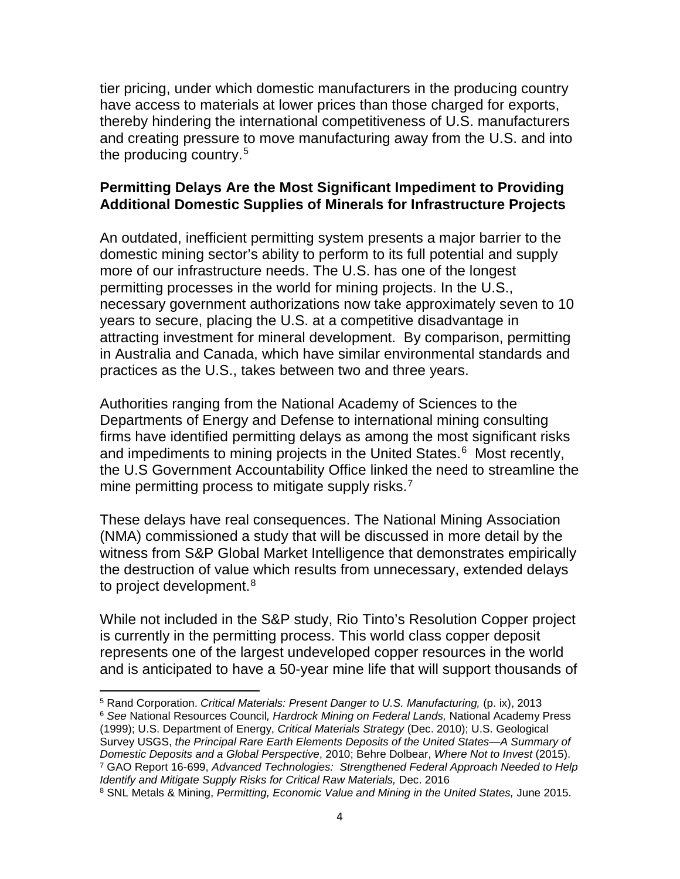tier pricing, under which domestic manufacturers in the producing country have access to materials at lower prices than those charged for exports, thereby hindering the international competitiveness of U.S. manufacturers and creating pressure to move manufacturing away from the U.S. and into the producing country.[5]

**Permitting Delays Are the Most Significant Impediment to Providing Additional Domestic Supplies of Minerals for Infrastructure Projects**

An outdated, inefficient permitting system presents a major barrier to the domestic mining sector's ability to perform to its full potential and supply more of our infrastructure needs. The U.S. has one of the longest permitting processes in the world for mining projects. In the U.S., necessary government authorizations now take approximately seven to 10 years to secure, placing the U.S. at a competitive disadvantage in attracting investment for mineral development. By comparison, permitting in Australia and Canada, which have similar environmental standards and practices as the U.S., takes between two and three years.

Authorities ranging from the National Academy of Sciences to the Departments of Energy and Defense to international mining consulting firms have identified permitting delays as among the most significant risks and impediments to mining projects in the United States.[6] Most recently, the U.S Government Accountability Office linked the need to streamline the mine permitting process to mitigate supply risks.[7]

These delays have real consequences. The National Mining Association (NMA) commissioned a study that will be discussed in more detail by the witness from S&P Global Market Intelligence that demonstrates empirically the destruction of value which results from unnecessary, extended delays to project development.[8]

While not included in the S&P study, Rio Tinto's Resolution Copper project is currently in the permitting process. This world class copper deposit represents one of the largest undeveloped copper resources in the world and is anticipated to have a 50-year mine life that will support thousands of

---

[5] Rand Corporation. *Critical Materials: Present Danger to U.S. Manufacturing,* (p. ix), 2013

[6] *See* National Resources Council, *Hardrock Mining on Federal Lands,* National Academy Press (1999); U.S. Department of Energy, *Critical Materials Strategy* (Dec. 2010); U.S. Geological Survey USGS, *the Principal Rare Earth Elements Deposits of the United States—A Summary of Domestic Deposits and a Global Perspective*, 2010; Behre Dolbear, *Where Not to Invest* (2015).

[7] GAO Report 16-699, *Advanced Technologies: Strengthened Federal Approach Needed to Help Identify and Mitigate Supply Risks for Critical Raw Materials,* Dec. 2016

[8] SNL Metals & Mining, *Permitting, Economic Value and Mining in the United States,* June 2015.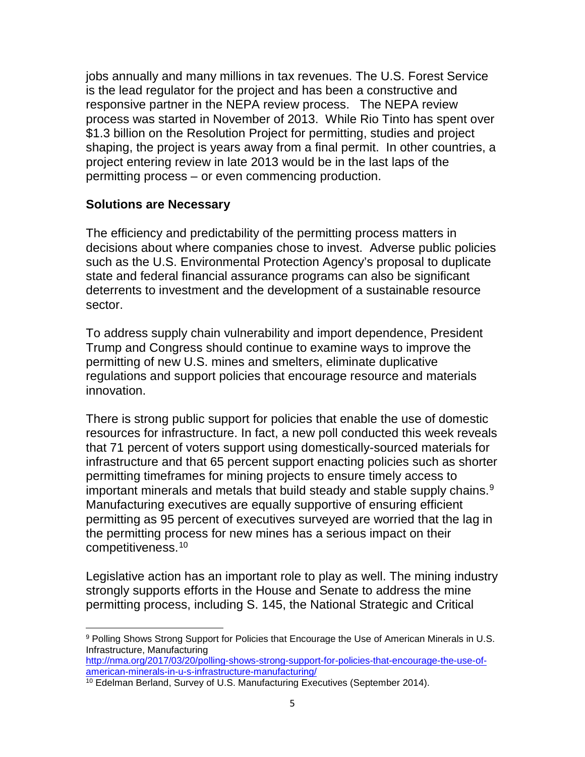jobs annually and many millions in tax revenues. The U.S. Forest Service is the lead regulator for the project and has been a constructive and responsive partner in the NEPA review process. The NEPA review process was started in November of 2013. While Rio Tinto has spent over $1.3 billion on the Resolution Project for permitting, studies and project shaping, the project is years away from a final permit. In other countries, a project entering review in late 2013 would be in the last laps of the permitting process – or even commencing production.

**Solutions are Necessary**

The efficiency and predictability of the permitting process matters in decisions about where companies chose to invest. Adverse public policies such as the U.S. Environmental Protection Agency's proposal to duplicate state and federal financial assurance programs can also be significant deterrents to investment and the development of a sustainable resource sector.

To address supply chain vulnerability and import dependence, President Trump and Congress should continue to examine ways to improve the permitting of new U.S. mines and smelters, eliminate duplicative regulations and support policies that encourage resource and materials innovation.

There is strong public support for policies that enable the use of domestic resources for infrastructure. In fact, a new poll conducted this week reveals that 71 percent of voters support using domestically-sourced materials for infrastructure and that 65 percent support enacting policies such as shorter permitting timeframes for mining projects to ensure timely access to important minerals and metals that build steady and stable supply chains.[9] Manufacturing executives are equally supportive of ensuring efficient permitting as 95 percent of executives surveyed are worried that the lag in the permitting process for new mines has a serious impact on their competitiveness.[10]

Legislative action has an important role to play as well. The mining industry strongly supports efforts in the House and Senate to address the mine permitting process, including S. 145, the National Strategic and Critical

---

[9] Polling Shows Strong Support for Policies that Encourage the Use of American Minerals in U.S. Infrastructure, Manufacturing http://nma.org/2017/03/20/polling-shows-strong-support-for-policies-that-encourage-the-use-of-american-minerals-in-u-s-infrastructure-manufacturing/

[10] Edelman Berland, Survey of U.S. Manufacturing Executives (September 2014).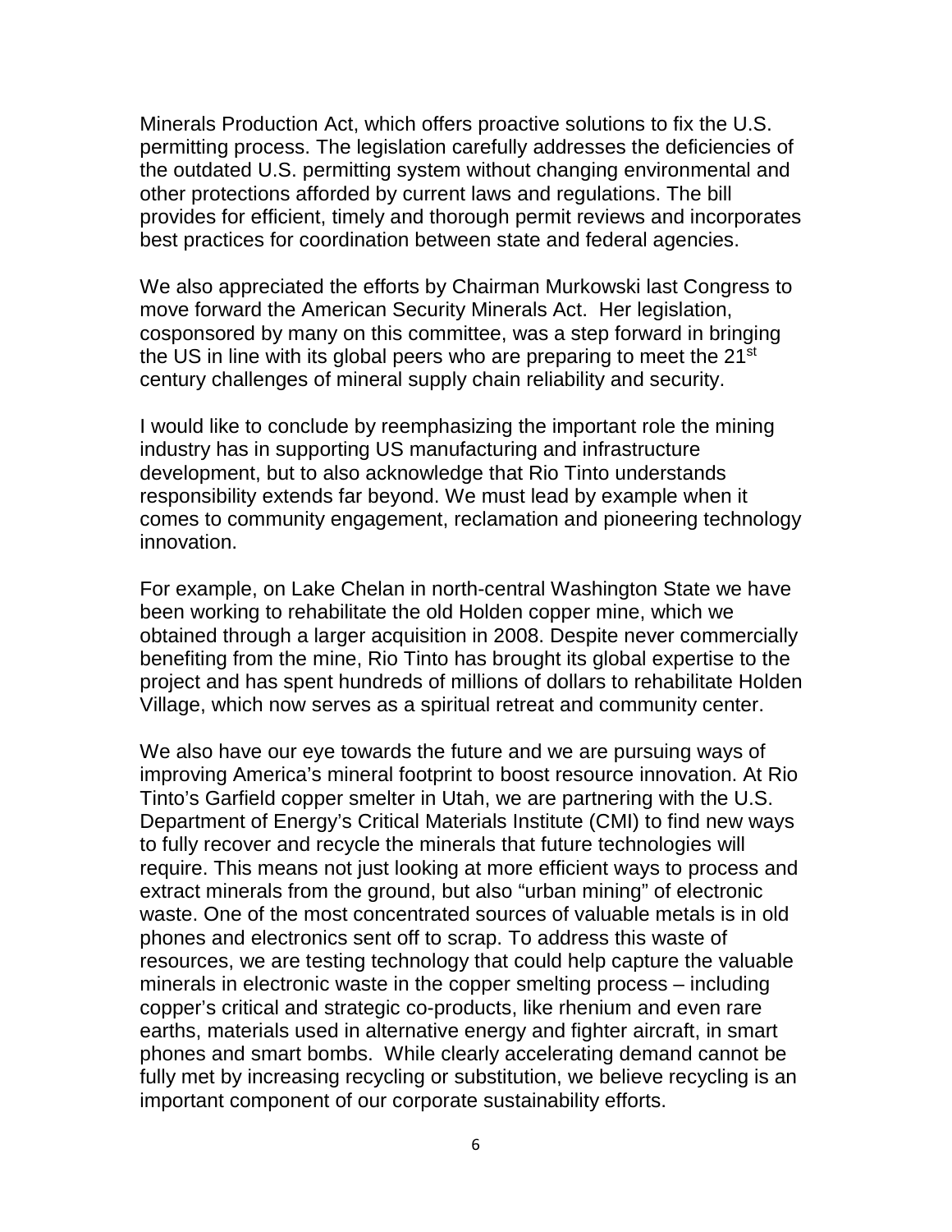Minerals Production Act, which offers proactive solutions to fix the U.S. permitting process. The legislation carefully addresses the deficiencies of the outdated U.S. permitting system without changing environmental and other protections afforded by current laws and regulations. The bill provides for efficient, timely and thorough permit reviews and incorporates best practices for coordination between state and federal agencies.

We also appreciated the efforts by Chairman Murkowski last Congress to move forward the American Security Minerals Act. Her legislation, cosponsored by many on this committee, was a step forward in bringing the US in line with its global peers who are preparing to meet the 21st century challenges of mineral supply chain reliability and security.

I would like to conclude by reemphasizing the important role the mining industry has in supporting US manufacturing and infrastructure development, but to also acknowledge that Rio Tinto understands responsibility extends far beyond. We must lead by example when it comes to community engagement, reclamation and pioneering technology innovation.

For example, on Lake Chelan in north-central Washington State we have been working to rehabilitate the old Holden copper mine, which we obtained through a larger acquisition in 2008. Despite never commercially benefiting from the mine, Rio Tinto has brought its global expertise to the project and has spent hundreds of millions of dollars to rehabilitate Holden Village, which now serves as a spiritual retreat and community center.

We also have our eye towards the future and we are pursuing ways of improving America's mineral footprint to boost resource innovation. At Rio Tinto's Garfield copper smelter in Utah, we are partnering with the U.S. Department of Energy's Critical Materials Institute (CMI) to find new ways to fully recover and recycle the minerals that future technologies will require. This means not just looking at more efficient ways to process and extract minerals from the ground, but also "urban mining" of electronic waste. One of the most concentrated sources of valuable metals is in old phones and electronics sent off to scrap. To address this waste of resources, we are testing technology that could help capture the valuable minerals in electronic waste in the copper smelting process – including copper's critical and strategic co-products, like rhenium and even rare earths, materials used in alternative energy and fighter aircraft, in smart phones and smart bombs. While clearly accelerating demand cannot be fully met by increasing recycling or substitution, we believe recycling is an important component of our corporate sustainability efforts.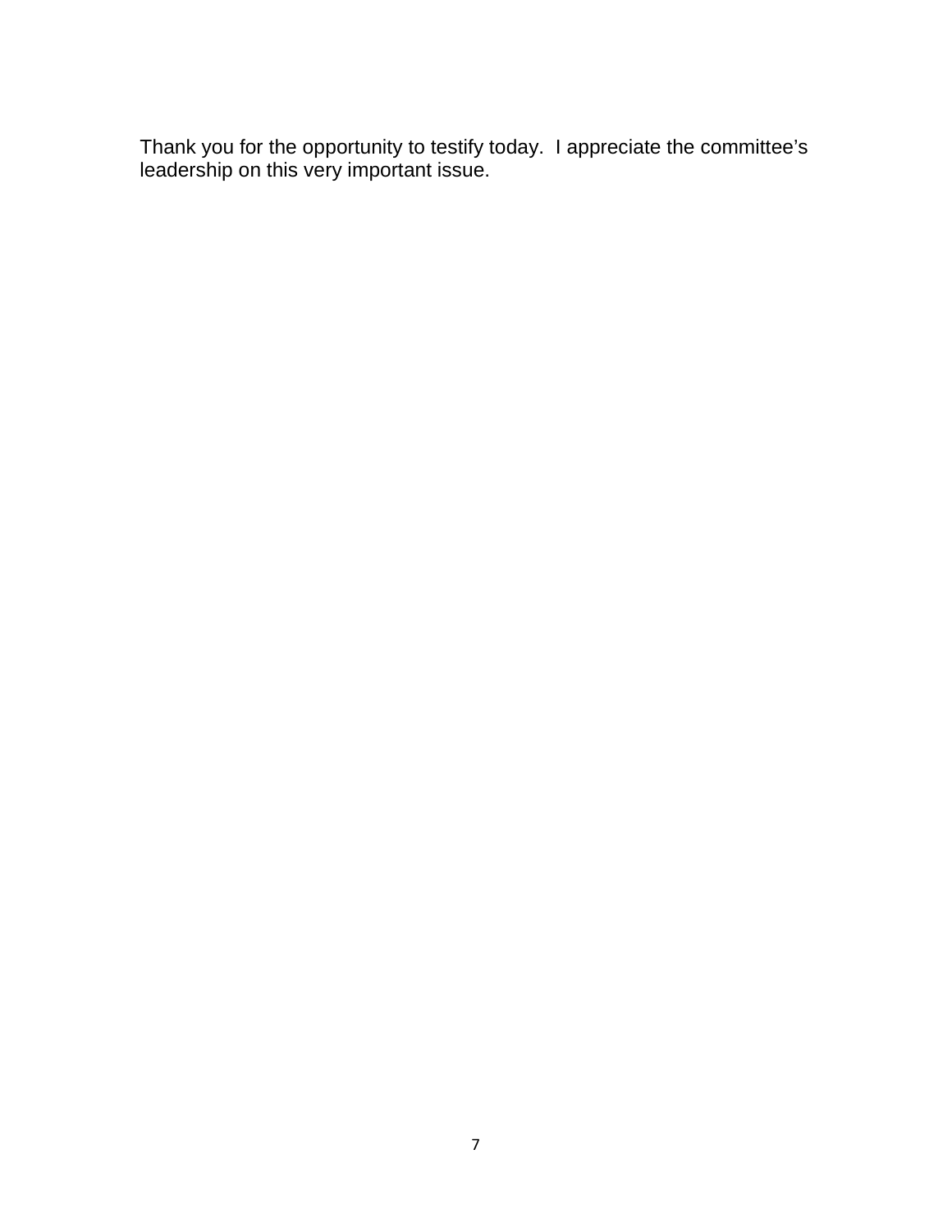Thank you for the opportunity to testify today. I appreciate the committee's leadership on this very important issue.